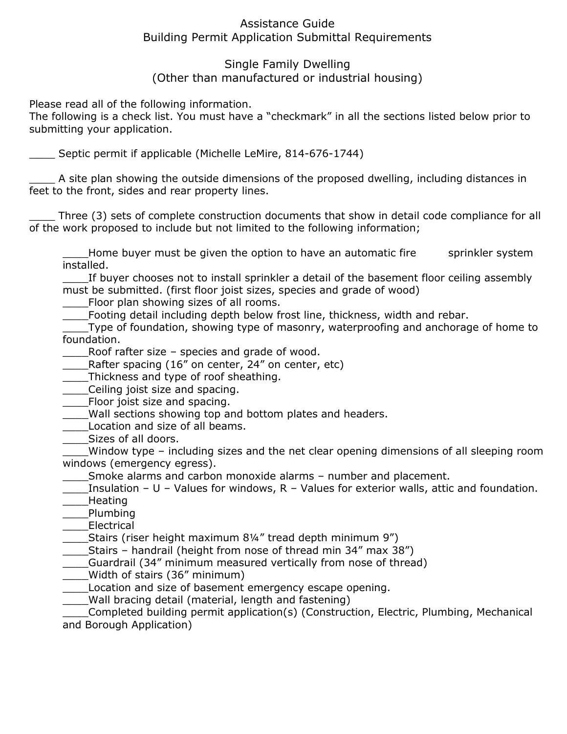# Assistance Guide
## Building Permit Application Submittal Requirements

### Single Family Dwelling
### (Other than manufactured or industrial housing)

Please read all of the following information.
The following is a check list. You must have a "checkmark" in all the sections listed below prior to submitting your application.

____ Septic permit if applicable (Michelle LeMire, 814-676-1744)

____ A site plan showing the outside dimensions of the proposed dwelling, including distances in feet to the front, sides and rear property lines.

____ Three (3) sets of complete construction documents that show in detail code compliance for all of the work proposed to include but not limited to the following information;

- ____Home buyer must be given the option to have an automatic fire sprinkler system installed.
- ____If buyer chooses not to install sprinkler a detail of the basement floor ceiling assembly must be submitted. (first floor joist sizes, species and grade of wood)
- ____Floor plan showing sizes of all rooms.
- ____Footing detail including depth below frost line, thickness, width and rebar.
- ____Type of foundation, showing type of masonry, waterproofing and anchorage of home to foundation.
- ____Roof rafter size – species and grade of wood.
- ____Rafter spacing (16" on center, 24" on center, etc)
- ____Thickness and type of roof sheathing.
- ____Ceiling joist size and spacing.
- ____Floor joist size and spacing.
- ____Wall sections showing top and bottom plates and headers.
- ____Location and size of all beams.
- ____Sizes of all doors.
- ____Window type – including sizes and the net clear opening dimensions of all sleeping room windows (emergency egress).
- ____Smoke alarms and carbon monoxide alarms – number and placement.
- ____Insulation – U – Values for windows, R – Values for exterior walls, attic and foundation.
- ____Heating
- ____Plumbing
- ____Electrical
- ____Stairs (riser height maximum 8¼" tread depth minimum 9")
- ____Stairs – handrail (height from nose of thread min 34" max 38")
- ____Guardrail (34" minimum measured vertically from nose of thread)
- ____Width of stairs (36" minimum)
- ____Location and size of basement emergency escape opening.
- ____Wall bracing detail (material, length and fastening)
- ____Completed building permit application(s) (Construction, Electric, Plumbing, Mechanical and Borough Application)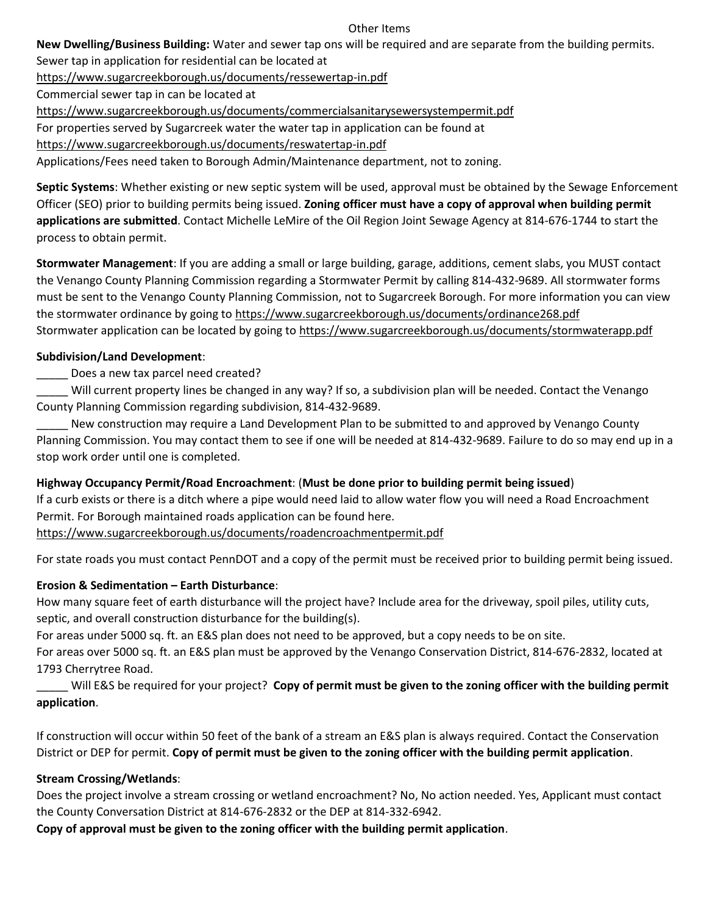Other Items

**New Dwelling/Business Building:** Water and sewer tap ons will be required and are separate from the building permits. Sewer tap in application for residential can be located at
https://www.sugarcreekborough.us/documents/ressewertap-in.pdf
Commercial sewer tap in can be located at
https://www.sugarcreekborough.us/documents/commercialsanitarysewersystempermit.pdf
For properties served by Sugarcreek water the water tap in application can be found at
https://www.sugarcreekborough.us/documents/reswatertap-in.pdf
Applications/Fees need taken to Borough Admin/Maintenance department, not to zoning.

**Septic Systems**: Whether existing or new septic system will be used, approval must be obtained by the Sewage Enforcement Officer (SEO) prior to building permits being issued. **Zoning officer must have a copy of approval when building permit applications are submitted**. Contact Michelle LeMire of the Oil Region Joint Sewage Agency at 814-676-1744 to start the process to obtain permit.

**Stormwater Management**: If you are adding a small or large building, garage, additions, cement slabs, you MUST contact the Venango County Planning Commission regarding a Stormwater Permit by calling 814-432-9689. All stormwater forms must be sent to the Venango County Planning Commission, not to Sugarcreek Borough. For more information you can view the stormwater ordinance by going to https://www.sugarcreekborough.us/documents/ordinance268.pdf
Stormwater application can be located by going to https://www.sugarcreekborough.us/documents/stormwaterapp.pdf

**Subdivision/Land Development**:

_____ Does a new tax parcel need created?

_____ Will current property lines be changed in any way? If so, a subdivision plan will be needed. Contact the Venango County Planning Commission regarding subdivision, 814-432-9689.

_____ New construction may require a Land Development Plan to be submitted to and approved by Venango County Planning Commission. You may contact them to see if one will be needed at 814-432-9689. Failure to do so may end up in a stop work order until one is completed.

**Highway Occupancy Permit/Road Encroachment**: (**Must be done prior to building permit being issued**)
If a curb exists or there is a ditch where a pipe would need laid to allow water flow you will need a Road Encroachment Permit. For Borough maintained roads application can be found here.
https://www.sugarcreekborough.us/documents/roadencroachmentpermit.pdf

For state roads you must contact PennDOT and a copy of the permit must be received prior to building permit being issued.

**Erosion & Sedimentation – Earth Disturbance**:
How many square feet of earth disturbance will the project have? Include area for the driveway, spoil piles, utility cuts, septic, and overall construction disturbance for the building(s).
For areas under 5000 sq. ft. an E&S plan does not need to be approved, but a copy needs to be on site.
For areas over 5000 sq. ft. an E&S plan must be approved by the Venango Conservation District, 814-676-2832, located at 1793 Cherrytree Road.

_____ Will E&S be required for your project? **Copy of permit must be given to the zoning officer with the building permit application**.

If construction will occur within 50 feet of the bank of a stream an E&S plan is always required. Contact the Conservation District or DEP for permit. **Copy of permit must be given to the zoning officer with the building permit application**.

**Stream Crossing/Wetlands**:
Does the project involve a stream crossing or wetland encroachment? No, No action needed. Yes, Applicant must contact the County Conversation District at 814-676-2832 or the DEP at 814-332-6942.
**Copy of approval must be given to the zoning officer with the building permit application**.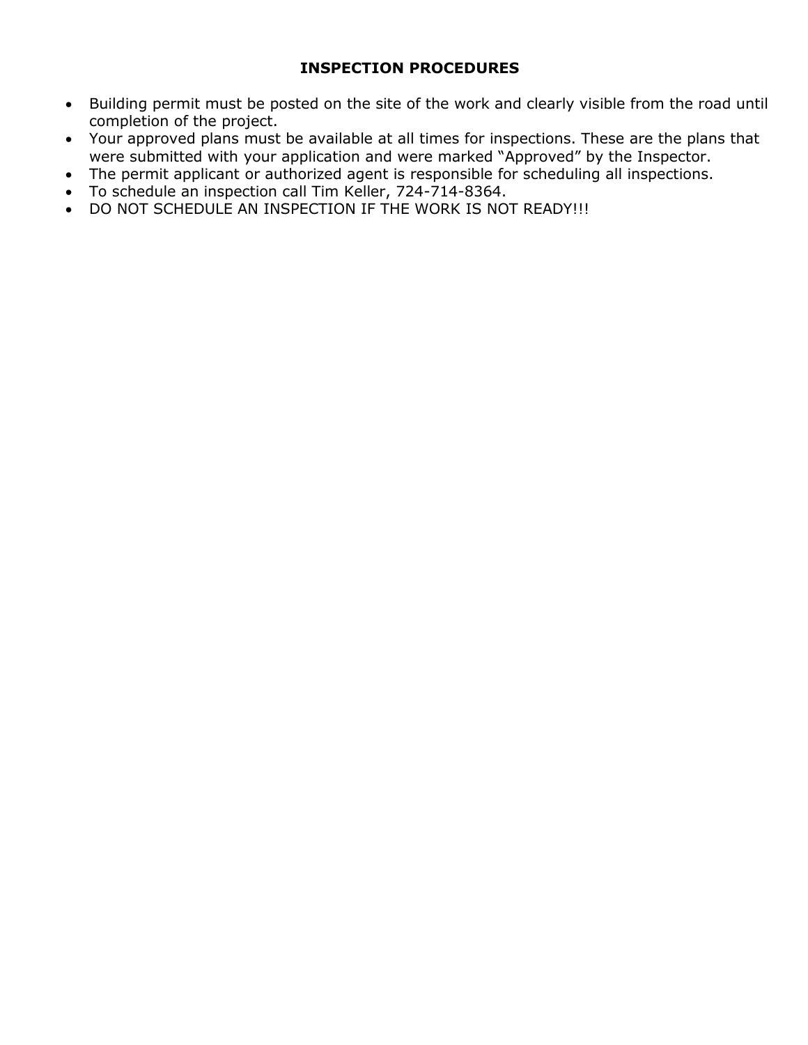# INSPECTION PROCEDURES

- Building permit must be posted on the site of the work and clearly visible from the road until completion of the project.
- Your approved plans must be available at all times for inspections. These are the plans that were submitted with your application and were marked "Approved" by the Inspector.
- The permit applicant or authorized agent is responsible for scheduling all inspections.
- To schedule an inspection call Tim Keller, 724-714-8364.
- DO NOT SCHEDULE AN INSPECTION IF THE WORK IS NOT READY!!!